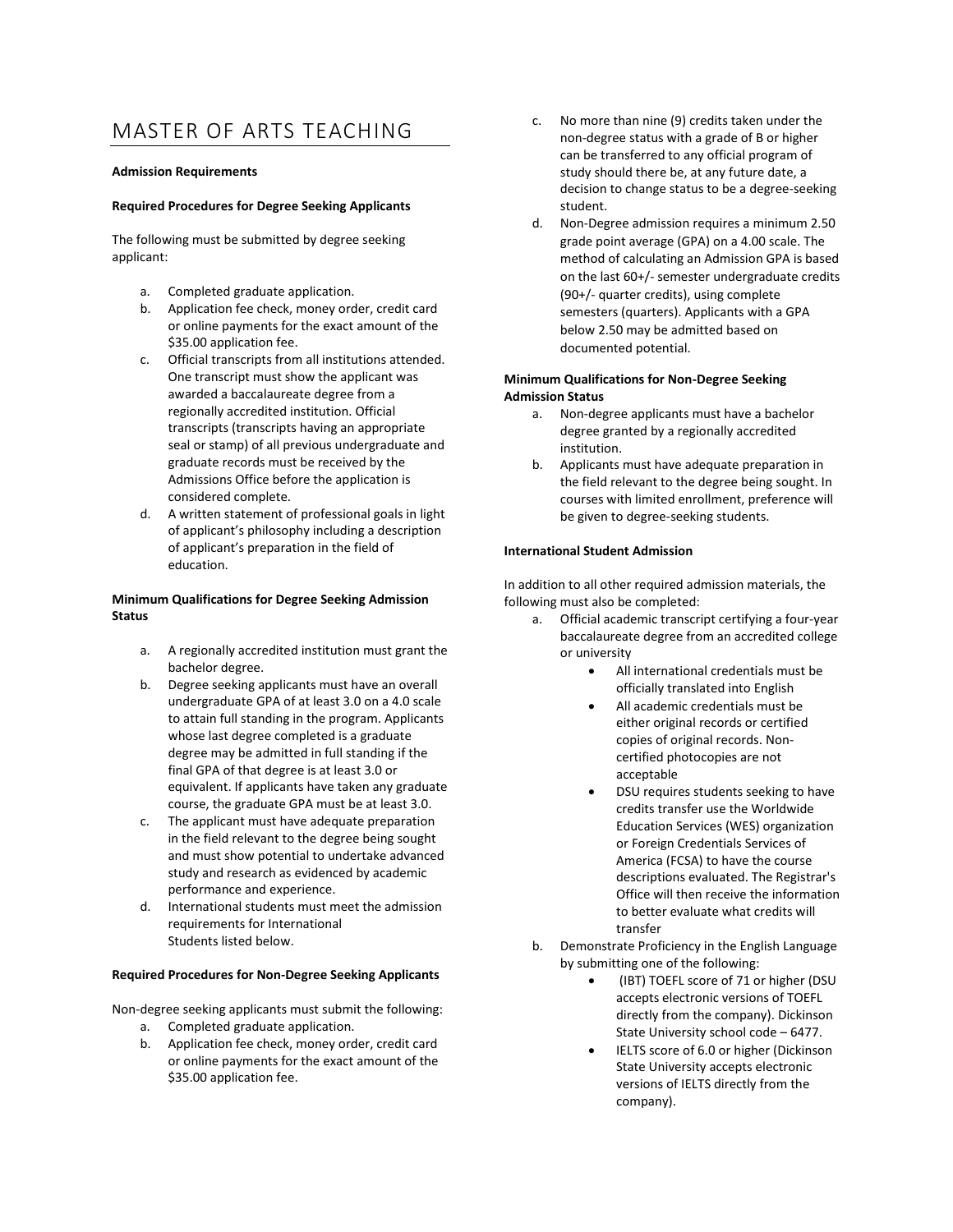# MASTER OF ARTS TEACHING

**Admission Requirements**

**Required Procedures for Degree Seeking Applicants**

The following must be submitted by degree seeking applicant:

a. Completed graduate application.
b. Application fee check, money order, credit card or online payments for the exact amount of the $35.00 application fee.
c. Official transcripts from all institutions attended. One transcript must show the applicant was awarded a baccalaureate degree from a regionally accredited institution. Official transcripts (transcripts having an appropriate seal or stamp) of all previous undergraduate and graduate records must be received by the Admissions Office before the application is considered complete.
d. A written statement of professional goals in light of applicant's philosophy including a description of applicant's preparation in the field of education.

**Minimum Qualifications for Degree Seeking Admission Status**

a. A regionally accredited institution must grant the bachelor degree.
b. Degree seeking applicants must have an overall undergraduate GPA of at least 3.0 on a 4.0 scale to attain full standing in the program. Applicants whose last degree completed is a graduate degree may be admitted in full standing if the final GPA of that degree is at least 3.0 or equivalent. If applicants have taken any graduate course, the graduate GPA must be at least 3.0.
c. The applicant must have adequate preparation in the field relevant to the degree being sought and must show potential to undertake advanced study and research as evidenced by academic performance and experience.
d. International students must meet the admission requirements for International Students listed below.

**Required Procedures for Non-Degree Seeking Applicants**

Non-degree seeking applicants must submit the following:

a. Completed graduate application.
b. Application fee check, money order, credit card or online payments for the exact amount of the $35.00 application fee.
c. No more than nine (9) credits taken under the non-degree status with a grade of B or higher can be transferred to any official program of study should there be, at any future date, a decision to change status to be a degree-seeking student.
d. Non-Degree admission requires a minimum 2.50 grade point average (GPA) on a 4.00 scale. The method of calculating an Admission GPA is based on the last 60+/- semester undergraduate credits (90+/- quarter credits), using complete semesters (quarters). Applicants with a GPA below 2.50 may be admitted based on documented potential.

**Minimum Qualifications for Non-Degree Seeking Admission Status**

a. Non-degree applicants must have a bachelor degree granted by a regionally accredited institution.
b. Applicants must have adequate preparation in the field relevant to the degree being sought. In courses with limited enrollment, preference will be given to degree-seeking students.

**International Student Admission**

In addition to all other required admission materials, the following must also be completed:

a. Official academic transcript certifying a four-year baccalaureate degree from an accredited college or university
    - All international credentials must be officially translated into English
    - All academic credentials must be either original records or certified copies of original records. Non-certified photocopies are not acceptable
    - DSU requires students seeking to have credits transfer use the Worldwide Education Services (WES) organization or Foreign Credentials Services of America (FCSA) to have the course descriptions evaluated. The Registrar's Office will then receive the information to better evaluate what credits will transfer
b. Demonstrate Proficiency in the English Language by submitting one of the following:
    - (IBT) TOEFL score of 71 or higher (DSU accepts electronic versions of TOEFL directly from the company). Dickinson State University school code – 6477.
    - IELTS score of 6.0 or higher (Dickinson State University accepts electronic versions of IELTS directly from the company).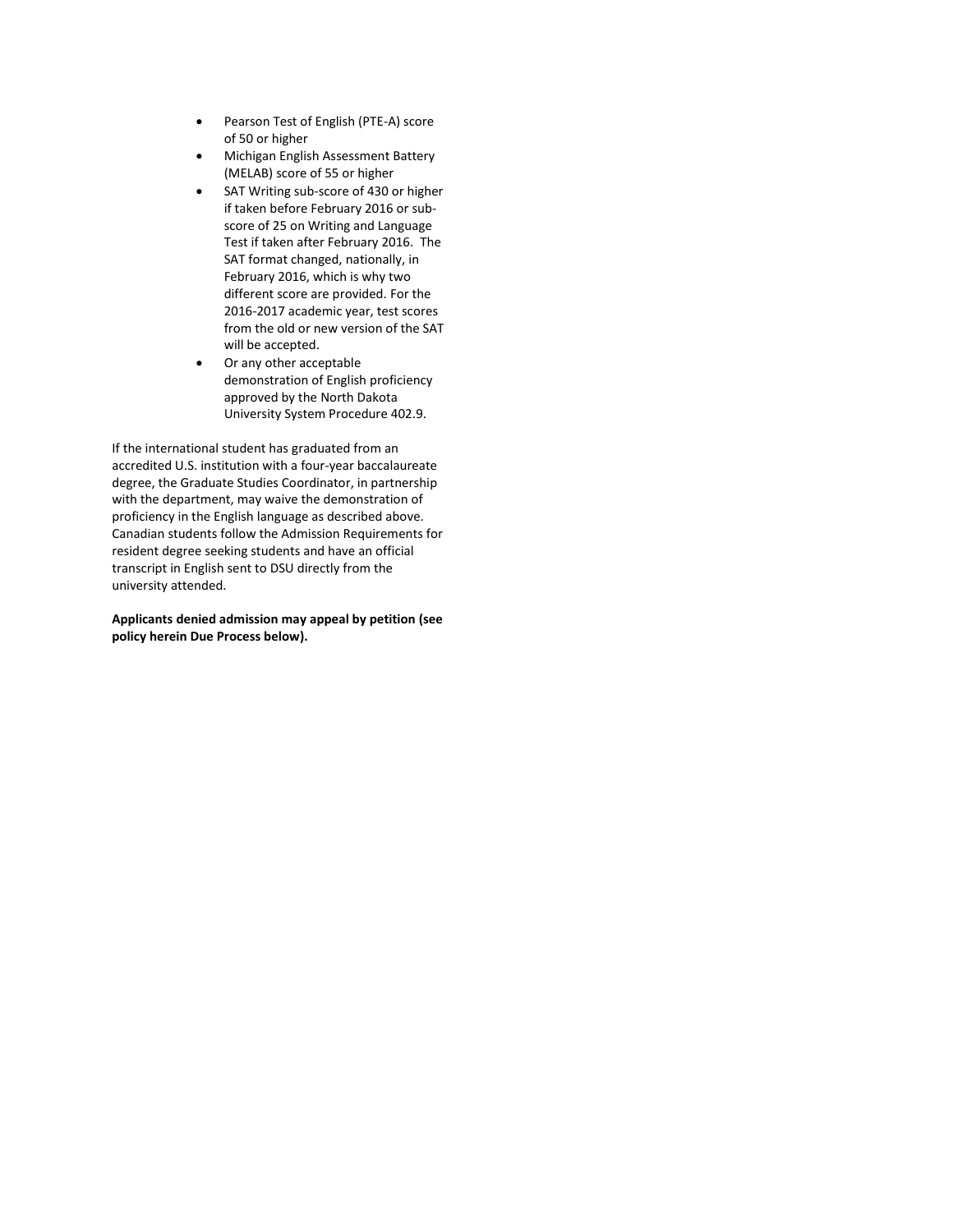- Pearson Test of English (PTE-A) score of 50 or higher
- Michigan English Assessment Battery (MELAB) score of 55 or higher
- SAT Writing sub-score of 430 or higher if taken before February 2016 or sub-score of 25 on Writing and Language Test if taken after February 2016. The SAT format changed, nationally, in February 2016, which is why two different score are provided. For the 2016-2017 academic year, test scores from the old or new version of the SAT will be accepted.
- Or any other acceptable demonstration of English proficiency approved by the North Dakota University System Procedure 402.9.

If the international student has graduated from an accredited U.S. institution with a four-year baccalaureate degree, the Graduate Studies Coordinator, in partnership with the department, may waive the demonstration of proficiency in the English language as described above. Canadian students follow the Admission Requirements for resident degree seeking students and have an official transcript in English sent to DSU directly from the university attended.

**Applicants denied admission may appeal by petition (see policy herein Due Process below).**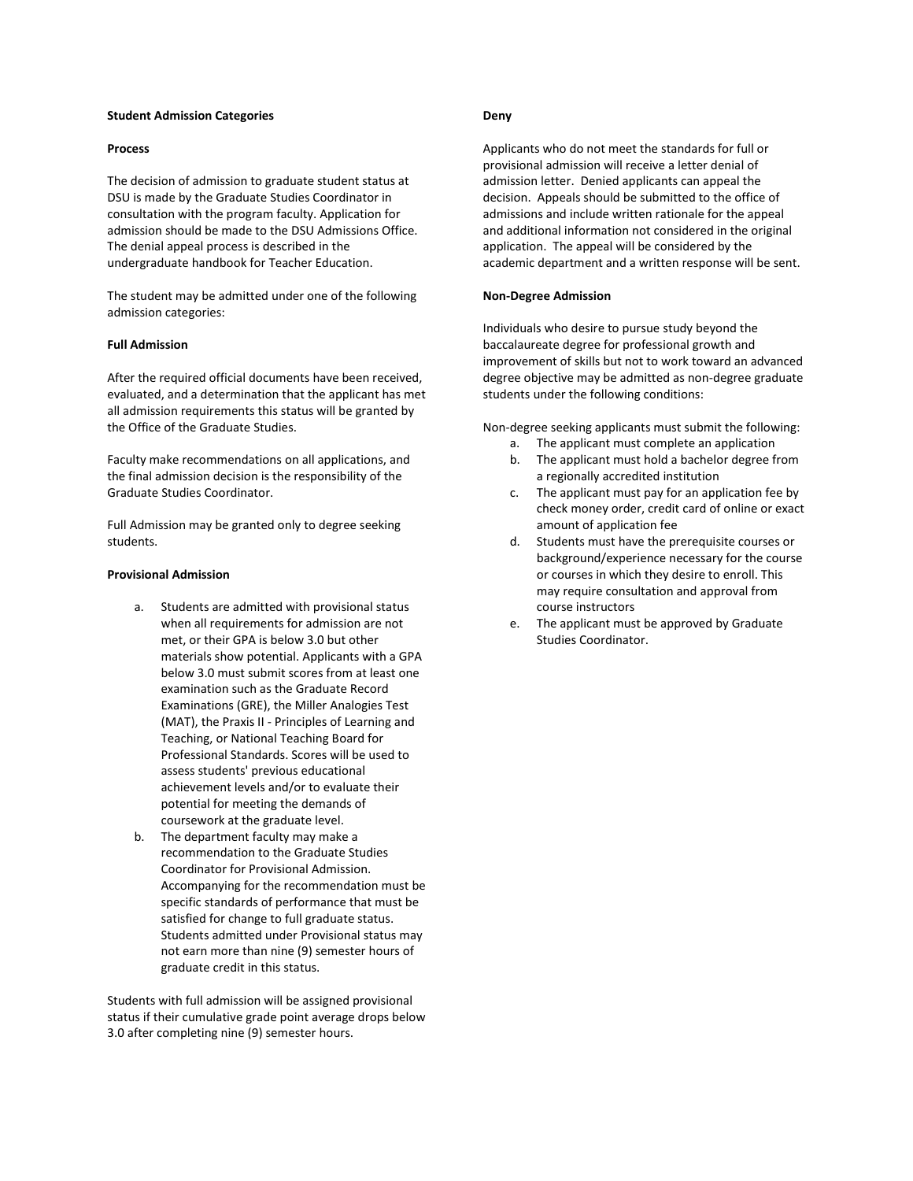**Student Admission Categories**

**Process**

The decision of admission to graduate student status at DSU is made by the Graduate Studies Coordinator in consultation with the program faculty. Application for admission should be made to the DSU Admissions Office. The denial appeal process is described in the undergraduate handbook for Teacher Education.

The student may be admitted under one of the following admission categories:

**Full Admission**

After the required official documents have been received, evaluated, and a determination that the applicant has met all admission requirements this status will be granted by the Office of the Graduate Studies.

Faculty make recommendations on all applications, and the final admission decision is the responsibility of the Graduate Studies Coordinator.

Full Admission may be granted only to degree seeking students.

**Provisional Admission**

a. Students are admitted with provisional status when all requirements for admission are not met, or their GPA is below 3.0 but other materials show potential. Applicants with a GPA below 3.0 must submit scores from at least one examination such as the Graduate Record Examinations (GRE), the Miller Analogies Test (MAT), the Praxis II - Principles of Learning and Teaching, or National Teaching Board for Professional Standards. Scores will be used to assess students' previous educational achievement levels and/or to evaluate their potential for meeting the demands of coursework at the graduate level.
b. The department faculty may make a recommendation to the Graduate Studies Coordinator for Provisional Admission. Accompanying for the recommendation must be specific standards of performance that must be satisfied for change to full graduate status. Students admitted under Provisional status may not earn more than nine (9) semester hours of graduate credit in this status.

Students with full admission will be assigned provisional status if their cumulative grade point average drops below 3.0 after completing nine (9) semester hours.

**Deny**

Applicants who do not meet the standards for full or provisional admission will receive a letter denial of admission letter. Denied applicants can appeal the decision. Appeals should be submitted to the office of admissions and include written rationale for the appeal and additional information not considered in the original application. The appeal will be considered by the academic department and a written response will be sent.

**Non-Degree Admission**

Individuals who desire to pursue study beyond the baccalaureate degree for professional growth and improvement of skills but not to work toward an advanced degree objective may be admitted as non-degree graduate students under the following conditions:

Non-degree seeking applicants must submit the following:

a. The applicant must complete an application
b. The applicant must hold a bachelor degree from a regionally accredited institution
c. The applicant must pay for an application fee by check money order, credit card of online or exact amount of application fee
d. Students must have the prerequisite courses or background/experience necessary for the course or courses in which they desire to enroll. This may require consultation and approval from course instructors
e. The applicant must be approved by Graduate Studies Coordinator.